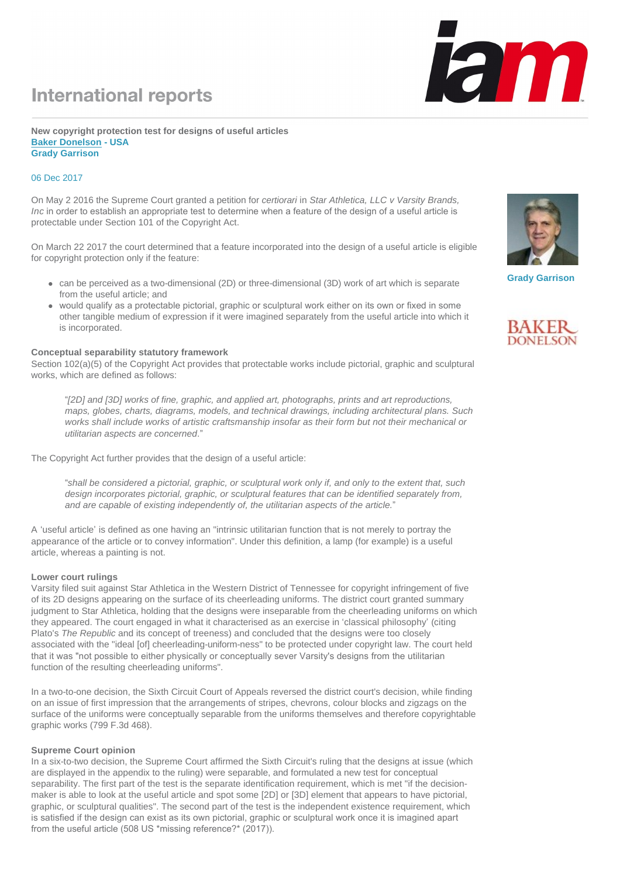# International reports

**New copyright protection test for designs of useful articles**
**Baker Donelson - USA**
**Grady Garrison**

06 Dec 2017

Grady Garrison

On May 2 2016 the Supreme Court granted a petition for *certiorari* in *Star Athletica, LLC v Varsity Brands, Inc* in order to establish an appropriate test to determine when a feature of the design of a useful article is protectable under Section 101 of the Copyright Act.

On March 22 2017 the court determined that a feature incorporated into the design of a useful article is eligible for copyright protection only if the feature:

- can be perceived as a two-dimensional (2D) or three-dimensional (3D) work of art which is separate from the useful article; and
- would qualify as a protectable pictorial, graphic or sculptural work either on its own or fixed in some other tangible medium of expression if it were imagined separately from the useful article into which it is incorporated.

**Conceptual separability statutory framework**

Section 102(a)(5) of the Copyright Act provides that protectable works include pictorial, graphic and sculptural works, which are defined as follows:

> "*[2D] and [3D] works of fine, graphic, and applied art, photographs, prints and art reproductions, maps, globes, charts, diagrams, models, and technical drawings, including architectural plans. Such works shall include works of artistic craftsmanship insofar as their form but not their mechanical or utilitarian aspects are concerned*."

The Copyright Act further provides that the design of a useful article:

> "*shall be considered a pictorial, graphic, or sculptural work only if, and only to the extent that, such design incorporates pictorial, graphic, or sculptural features that can be identified separately from, and are capable of existing independently of, the utilitarian aspects of the article.*"

A 'useful article' is defined as one having an "intrinsic utilitarian function that is not merely to portray the appearance of the article or to convey information". Under this definition, a lamp (for example) is a useful article, whereas a painting is not.

**Lower court rulings**

Varsity filed suit against Star Athletica in the Western District of Tennessee for copyright infringement of five of its 2D designs appearing on the surface of its cheerleading uniforms. The district court granted summary judgment to Star Athletica, holding that the designs were inseparable from the cheerleading uniforms on which they appeared. The court engaged in what it characterised as an exercise in 'classical philosophy' (citing Plato's *The Republic* and its concept of treeness) and concluded that the designs were too closely associated with the "ideal [of] cheerleading-uniform-ness" to be protected under copyright law. The court held that it was "not possible to either physically or conceptually sever Varsity's designs from the utilitarian function of the resulting cheerleading uniforms".

In a two-to-one decision, the Sixth Circuit Court of Appeals reversed the district court's decision, while finding on an issue of first impression that the arrangements of stripes, chevrons, colour blocks and zigzags on the surface of the uniforms were conceptually separable from the uniforms themselves and therefore copyrightable graphic works (799 F.3d 468).

**Supreme Court opinion**

In a six-to-two decision, the Supreme Court affirmed the Sixth Circuit's ruling that the designs at issue (which are displayed in the appendix to the ruling) were separable, and formulated a new test for conceptual separability. The first part of the test is the separate identification requirement, which is met "if the decision-maker is able to look at the useful article and spot some [2D] or [3D] element that appears to have pictorial, graphic, or sculptural qualities". The second part of the test is the independent existence requirement, which is satisfied if the design can exist as its own pictorial, graphic or sculptural work once it is imagined apart from the useful article (508 US *missing reference?* (2017)).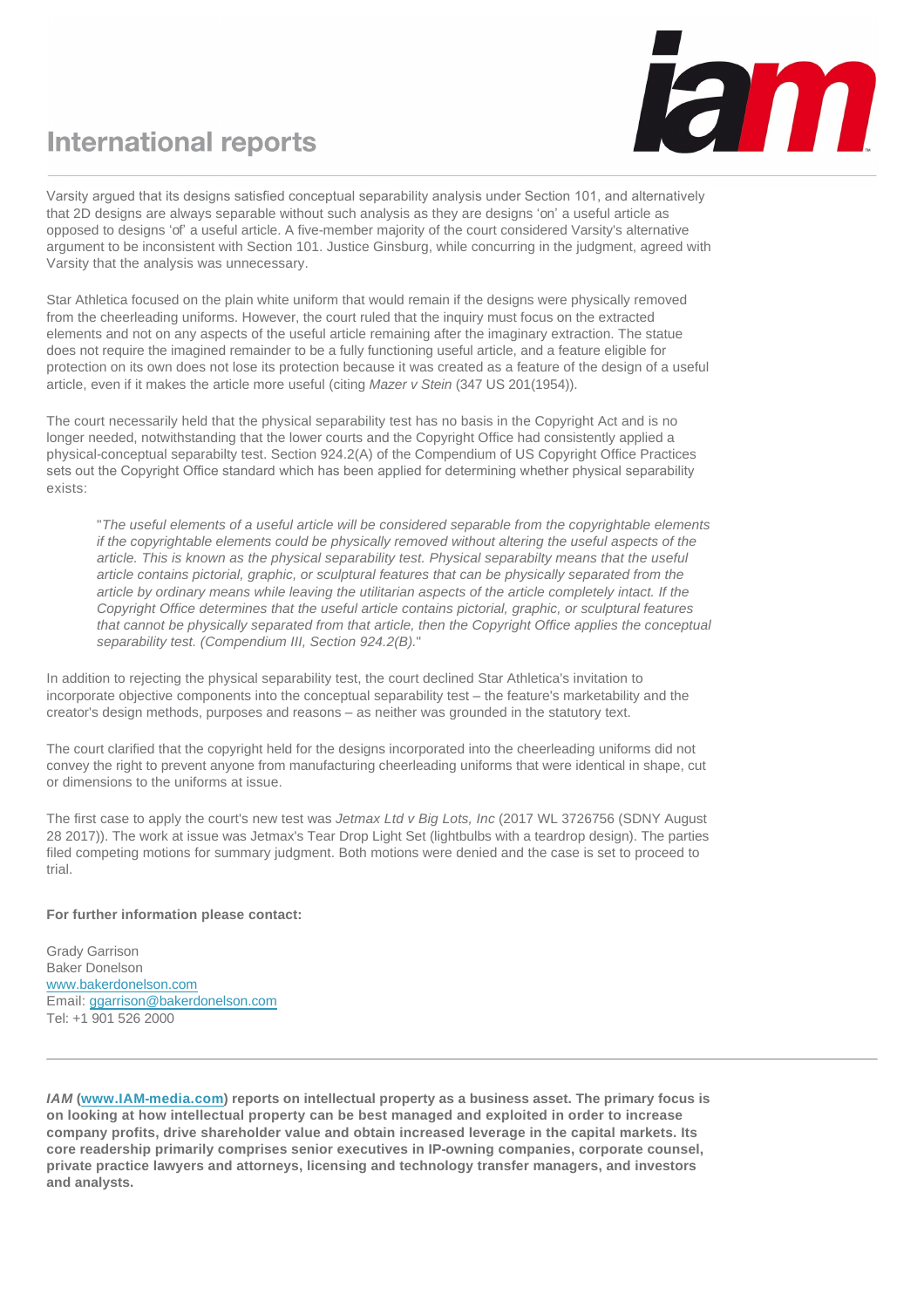Varsity argued that its designs satisfied conceptual separability analysis under Section 101, and alternatively that 2D designs are always separable without such analysis as they are designs 'on' a useful article as opposed to designs 'of' a useful article. A five-member majority of the court considered Varsity's alternative argument to be inconsistent with Section 101. Justice Ginsburg, while concurring in the judgment, agreed with Varsity that the analysis was unnecessary.

Star Athletica focused on the plain white uniform that would remain if the designs were physically removed from the cheerleading uniforms. However, the court ruled that the inquiry must focus on the extracted elements and not on any aspects of the useful article remaining after the imaginary extraction. The statue does not require the imagined remainder to be a fully functioning useful article, and a feature eligible for protection on its own does not lose its protection because it was created as a feature of the design of a useful article, even if it makes the article more useful (citing *Mazer v Stein* (347 US 201(1954)).

The court necessarily held that the physical separability test has no basis in the Copyright Act and is no longer needed, notwithstanding that the lower courts and the Copyright Office had consistently applied a physical-conceptual separabilty test. Section 924.2(A) of the Compendium of US Copyright Office Practices sets out the Copyright Office standard which has been applied for determining whether physical separability exists:

> "*The useful elements of a useful article will be considered separable from the copyrightable elements if the copyrightable elements could be physically removed without altering the useful aspects of the article. This is known as the physical separability test. Physical separabilty means that the useful article contains pictorial, graphic, or sculptural features that can be physically separated from the article by ordinary means while leaving the utilitarian aspects of the article completely intact. If the Copyright Office determines that the useful article contains pictorial, graphic, or sculptural features that cannot be physically separated from that article, then the Copyright Office applies the conceptual separability test. (Compendium III, Section 924.2(B).*"

In addition to rejecting the physical separability test, the court declined Star Athletica's invitation to incorporate objective components into the conceptual separability test – the feature's marketability and the creator's design methods, purposes and reasons – as neither was grounded in the statutory text.

The court clarified that the copyright held for the designs incorporated into the cheerleading uniforms did not convey the right to prevent anyone from manufacturing cheerleading uniforms that were identical in shape, cut or dimensions to the uniforms at issue.

The first case to apply the court's new test was *Jetmax Ltd v Big Lots, Inc* (2017 WL 3726756 (SDNY August 28 2017)). The work at issue was Jetmax's Tear Drop Light Set (lightbulbs with a teardrop design). The parties filed competing motions for summary judgment. Both motions were denied and the case is set to proceed to trial.

**For further information please contact:**

Grady Garrison
Baker Donelson
www.bakerdonelson.com
Email: ggarrison@bakerdonelson.com
Tel: +1 901 526 2000

---

***IAM* (www.IAM-media.com) reports on intellectual property as a business asset. The primary focus is on looking at how intellectual property can be best managed and exploited in order to increase company profits, drive shareholder value and obtain increased leverage in the capital markets. Its core readership primarily comprises senior executives in IP-owning companies, corporate counsel, private practice lawyers and attorneys, licensing and technology transfer managers, and investors and analysts.**